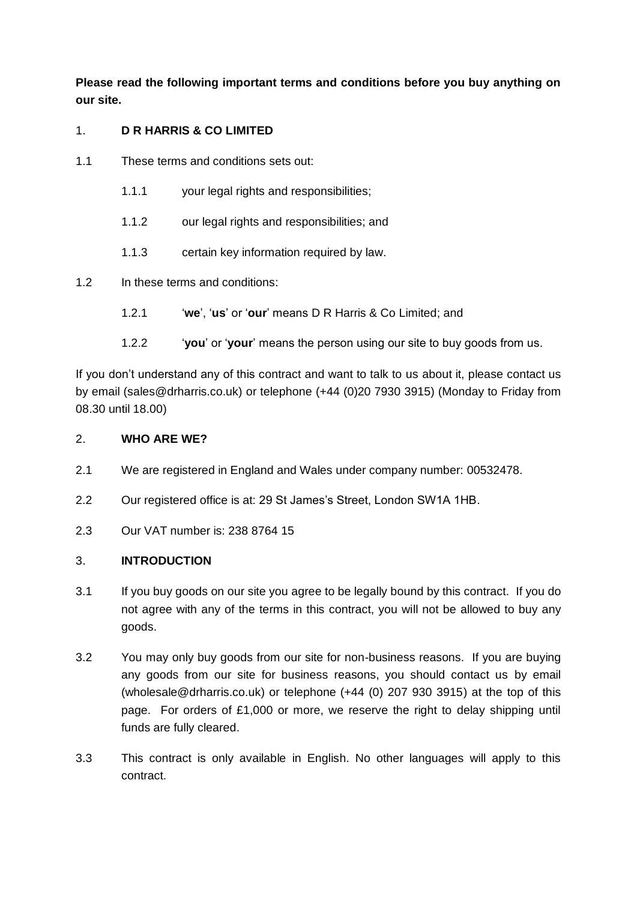**Please read the following important terms and conditions before you buy anything on our site.**

## 1. D R HARRIS & CO LIMITED

1.1 These terms and conditions sets out:

- 1.1.1 your legal rights and responsibilities;
- 1.1.2 our legal rights and responsibilities; and
- 1.1.3 certain key information required by law.

1.2 In these terms and conditions:

- 1.2.1 '**we**', '**us**' or '**our**' means D R Harris & Co Limited; and
- 1.2.2 '**you**' or '**your**' means the person using our site to buy goods from us.

If you don't understand any of this contract and want to talk to us about it, please contact us by email (sales@drharris.co.uk) or telephone (+44 (0)20 7930 3915) (Monday to Friday from 08.30 until 18.00)

## 2. WHO ARE WE?

2.1 We are registered in England and Wales under company number: 00532478.

2.2 Our registered office is at: 29 St James's Street, London SW1A 1HB.

2.3 Our VAT number is: 238 8764 15

## 3. INTRODUCTION

3.1 If you buy goods on our site you agree to be legally bound by this contract. If you do not agree with any of the terms in this contract, you will not be allowed to buy any goods.

3.2 You may only buy goods from our site for non-business reasons. If you are buying any goods from our site for business reasons, you should contact us by email (wholesale@drharris.co.uk) or telephone (+44 (0) 207 930 3915) at the top of this page. For orders of £1,000 or more, we reserve the right to delay shipping until funds are fully cleared.

3.3 This contract is only available in English. No other languages will apply to this contract.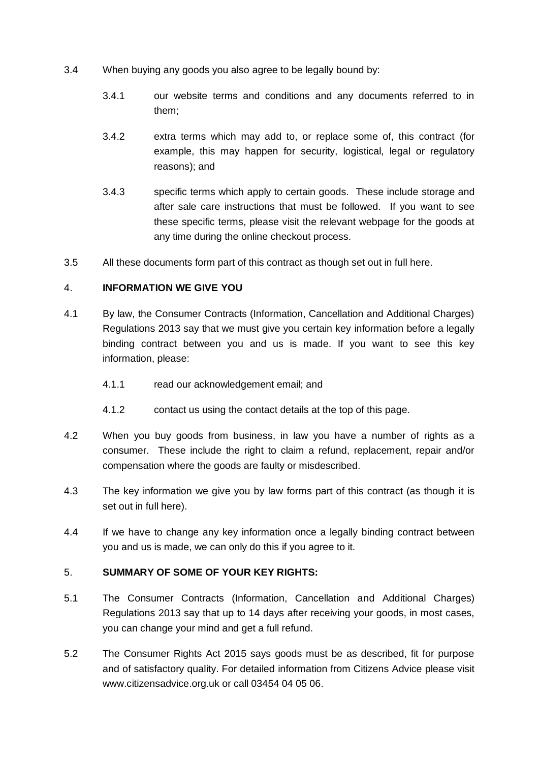3.4 When buying any goods you also agree to be legally bound by:

  3.4.1 our website terms and conditions and any documents referred to in them;

  3.4.2 extra terms which may add to, or replace some of, this contract (for example, this may happen for security, logistical, legal or regulatory reasons); and

  3.4.3 specific terms which apply to certain goods. These include storage and after sale care instructions that must be followed. If you want to see these specific terms, please visit the relevant webpage for the goods at any time during the online checkout process.

3.5 All these documents form part of this contract as though set out in full here.

4. **INFORMATION WE GIVE YOU**

4.1 By law, the Consumer Contracts (Information, Cancellation and Additional Charges) Regulations 2013 say that we must give you certain key information before a legally binding contract between you and us is made. If you want to see this key information, please:

  4.1.1 read our acknowledgement email; and

  4.1.2 contact us using the contact details at the top of this page.

4.2 When you buy goods from business, in law you have a number of rights as a consumer. These include the right to claim a refund, replacement, repair and/or compensation where the goods are faulty or misdescribed.

4.3 The key information we give you by law forms part of this contract (as though it is set out in full here).

4.4 If we have to change any key information once a legally binding contract between you and us is made, we can only do this if you agree to it.

5. **SUMMARY OF SOME OF YOUR KEY RIGHTS:**

5.1 The Consumer Contracts (Information, Cancellation and Additional Charges) Regulations 2013 say that up to 14 days after receiving your goods, in most cases, you can change your mind and get a full refund.

5.2 The Consumer Rights Act 2015 says goods must be as described, fit for purpose and of satisfactory quality. For detailed information from Citizens Advice please visit www.citizensadvice.org.uk or call 03454 04 05 06.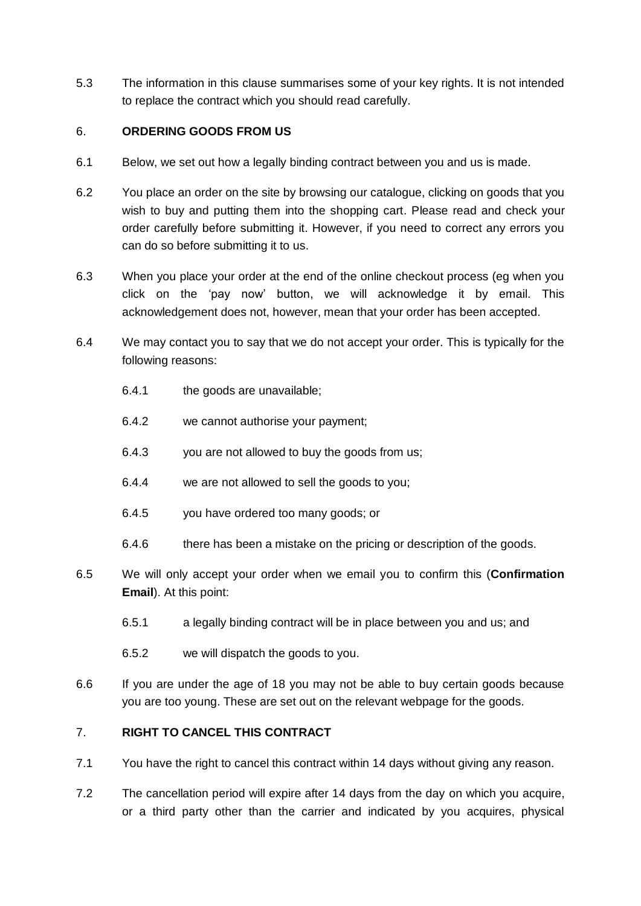5.3 The information in this clause summarises some of your key rights. It is not intended to replace the contract which you should read carefully.

## 6. ORDERING GOODS FROM US

6.1 Below, we set out how a legally binding contract between you and us is made.

6.2 You place an order on the site by browsing our catalogue, clicking on goods that you wish to buy and putting them into the shopping cart. Please read and check your order carefully before submitting it. However, if you need to correct any errors you can do so before submitting it to us.

6.3 When you place your order at the end of the online checkout process (eg when you click on the 'pay now' button, we will acknowledge it by email. This acknowledgement does not, however, mean that your order has been accepted.

6.4 We may contact you to say that we do not accept your order. This is typically for the following reasons:

- 6.4.1 the goods are unavailable;
- 6.4.2 we cannot authorise your payment;
- 6.4.3 you are not allowed to buy the goods from us;
- 6.4.4 we are not allowed to sell the goods to you;
- 6.4.5 you have ordered too many goods; or
- 6.4.6 there has been a mistake on the pricing or description of the goods.

6.5 We will only accept your order when we email you to confirm this (**Confirmation Email**). At this point:

- 6.5.1 a legally binding contract will be in place between you and us; and
- 6.5.2 we will dispatch the goods to you.

6.6 If you are under the age of 18 you may not be able to buy certain goods because you are too young. These are set out on the relevant webpage for the goods.

## 7. RIGHT TO CANCEL THIS CONTRACT

7.1 You have the right to cancel this contract within 14 days without giving any reason.

7.2 The cancellation period will expire after 14 days from the day on which you acquire, or a third party other than the carrier and indicated by you acquires, physical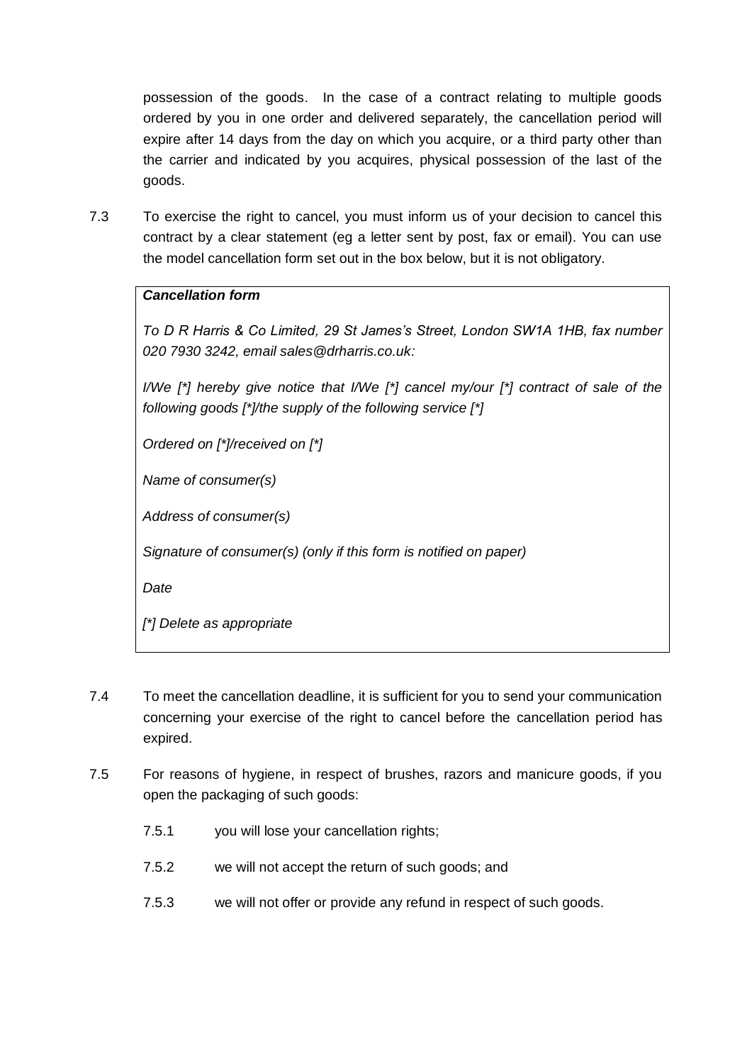possession of the goods. In the case of a contract relating to multiple goods ordered by you in one order and delivered separately, the cancellation period will expire after 14 days from the day on which you acquire, or a third party other than the carrier and indicated by you acquires, physical possession of the last of the goods.

7.3 To exercise the right to cancel, you must inform us of your decision to cancel this contract by a clear statement (eg a letter sent by post, fax or email). You can use the model cancellation form set out in the box below, but it is not obligatory.

> ***Cancellation form***
>
> *To D R Harris & Co Limited, 29 St James's Street, London SW1A 1HB, fax number 020 7930 3242, email sales@drharris.co.uk:*
>
> *I/We [*] hereby give notice that I/We [*] cancel my/our [*] contract of sale of the following goods [*]/the supply of the following service [*]*
>
> *Ordered on [*]/received on [*]*
>
> *Name of consumer(s)*
>
> *Address of consumer(s)*
>
> *Signature of consumer(s) (only if this form is notified on paper)*
>
> *Date*
>
> *[*] Delete as appropriate*

7.4 To meet the cancellation deadline, it is sufficient for you to send your communication concerning your exercise of the right to cancel before the cancellation period has expired.

7.5 For reasons of hygiene, in respect of brushes, razors and manicure goods, if you open the packaging of such goods:

7.5.1 you will lose your cancellation rights;

7.5.2 we will not accept the return of such goods; and

7.5.3 we will not offer or provide any refund in respect of such goods.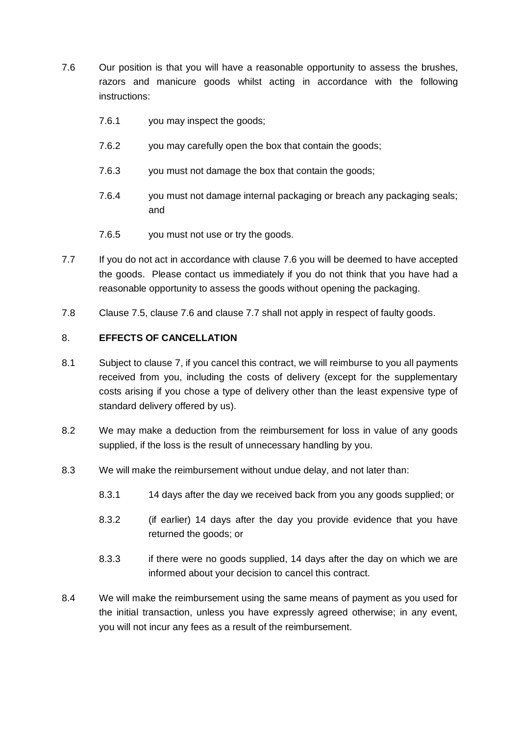7.6 Our position is that you will have a reasonable opportunity to assess the brushes, razors and manicure goods whilst acting in accordance with the following instructions:

   7.6.1 you may inspect the goods;

   7.6.2 you may carefully open the box that contain the goods;

   7.6.3 you must not damage the box that contain the goods;

   7.6.4 you must not damage internal packaging or breach any packaging seals; and

   7.6.5 you must not use or try the goods.

7.7 If you do not act in accordance with clause 7.6 you will be deemed to have accepted the goods. Please contact us immediately if you do not think that you have had a reasonable opportunity to assess the goods without opening the packaging.

7.8 Clause 7.5, clause 7.6 and clause 7.7 shall not apply in respect of faulty goods.

## 8. EFFECTS OF CANCELLATION

8.1 Subject to clause 7, if you cancel this contract, we will reimburse to you all payments received from you, including the costs of delivery (except for the supplementary costs arising if you chose a type of delivery other than the least expensive type of standard delivery offered by us).

8.2 We may make a deduction from the reimbursement for loss in value of any goods supplied, if the loss is the result of unnecessary handling by you.

8.3 We will make the reimbursement without undue delay, and not later than:

   8.3.1 14 days after the day we received back from you any goods supplied; or

   8.3.2 (if earlier) 14 days after the day you provide evidence that you have returned the goods; or

   8.3.3 if there were no goods supplied, 14 days after the day on which we are informed about your decision to cancel this contract.

8.4 We will make the reimbursement using the same means of payment as you used for the initial transaction, unless you have expressly agreed otherwise; in any event, you will not incur any fees as a result of the reimbursement.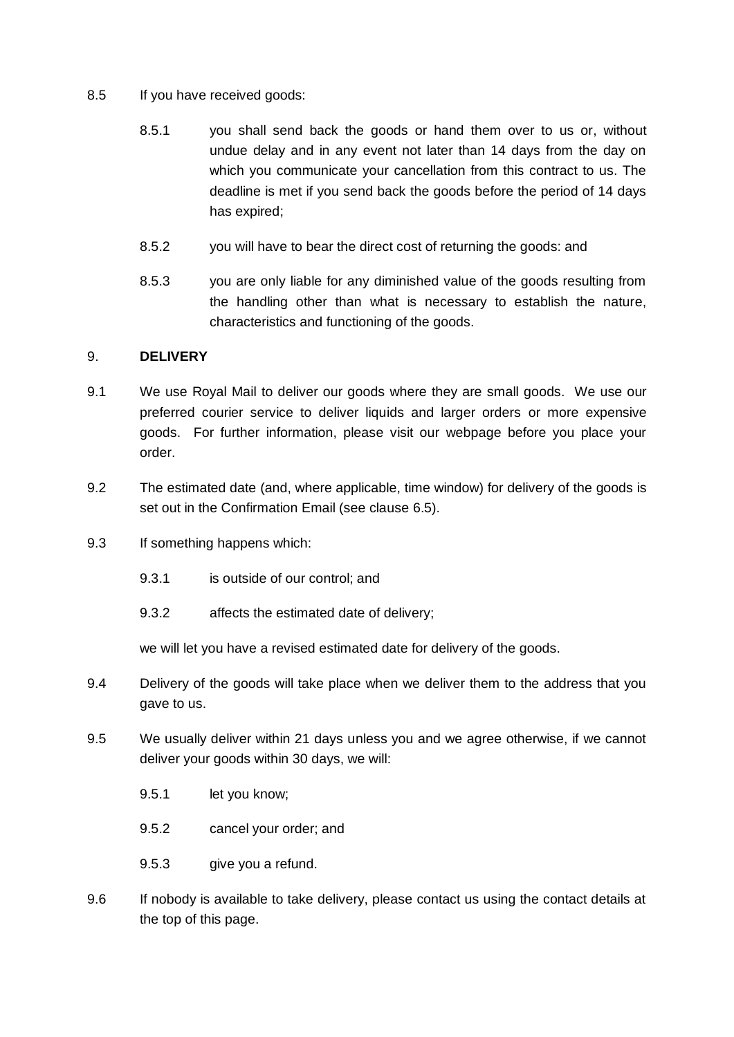8.5 If you have received goods:

8.5.1 you shall send back the goods or hand them over to us or, without undue delay and in any event not later than 14 days from the day on which you communicate your cancellation from this contract to us. The deadline is met if you send back the goods before the period of 14 days has expired;

8.5.2 you will have to bear the direct cost of returning the goods: and

8.5.3 you are only liable for any diminished value of the goods resulting from the handling other than what is necessary to establish the nature, characteristics and functioning of the goods.

## 9. DELIVERY

9.1 We use Royal Mail to deliver our goods where they are small goods. We use our preferred courier service to deliver liquids and larger orders or more expensive goods. For further information, please visit our webpage before you place your order.

9.2 The estimated date (and, where applicable, time window) for delivery of the goods is set out in the Confirmation Email (see clause 6.5).

9.3 If something happens which:

9.3.1 is outside of our control; and

9.3.2 affects the estimated date of delivery;

we will let you have a revised estimated date for delivery of the goods.

9.4 Delivery of the goods will take place when we deliver them to the address that you gave to us.

9.5 We usually deliver within 21 days unless you and we agree otherwise, if we cannot deliver your goods within 30 days, we will:

9.5.1 let you know;

9.5.2 cancel your order; and

9.5.3 give you a refund.

9.6 If nobody is available to take delivery, please contact us using the contact details at the top of this page.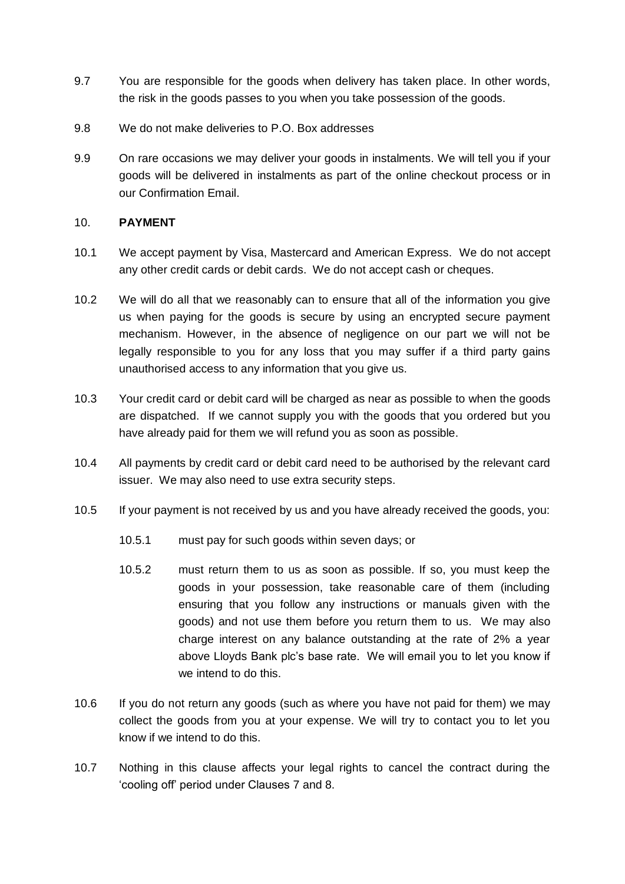9.7 You are responsible for the goods when delivery has taken place. In other words, the risk in the goods passes to you when you take possession of the goods.

9.8 We do not make deliveries to P.O. Box addresses

9.9 On rare occasions we may deliver your goods in instalments. We will tell you if your goods will be delivered in instalments as part of the online checkout process or in our Confirmation Email.

## 10. **PAYMENT**

10.1 We accept payment by Visa, Mastercard and American Express. We do not accept any other credit cards or debit cards. We do not accept cash or cheques.

10.2 We will do all that we reasonably can to ensure that all of the information you give us when paying for the goods is secure by using an encrypted secure payment mechanism. However, in the absence of negligence on our part we will not be legally responsible to you for any loss that you may suffer if a third party gains unauthorised access to any information that you give us.

10.3 Your credit card or debit card will be charged as near as possible to when the goods are dispatched. If we cannot supply you with the goods that you ordered but you have already paid for them we will refund you as soon as possible.

10.4 All payments by credit card or debit card need to be authorised by the relevant card issuer. We may also need to use extra security steps.

10.5 If your payment is not received by us and you have already received the goods, you:

10.5.1 must pay for such goods within seven days; or

10.5.2 must return them to us as soon as possible. If so, you must keep the goods in your possession, take reasonable care of them (including ensuring that you follow any instructions or manuals given with the goods) and not use them before you return them to us. We may also charge interest on any balance outstanding at the rate of 2% a year above Lloyds Bank plc's base rate. We will email you to let you know if we intend to do this.

10.6 If you do not return any goods (such as where you have not paid for them) we may collect the goods from you at your expense. We will try to contact you to let you know if we intend to do this.

10.7 Nothing in this clause affects your legal rights to cancel the contract during the 'cooling off' period under Clauses 7 and 8.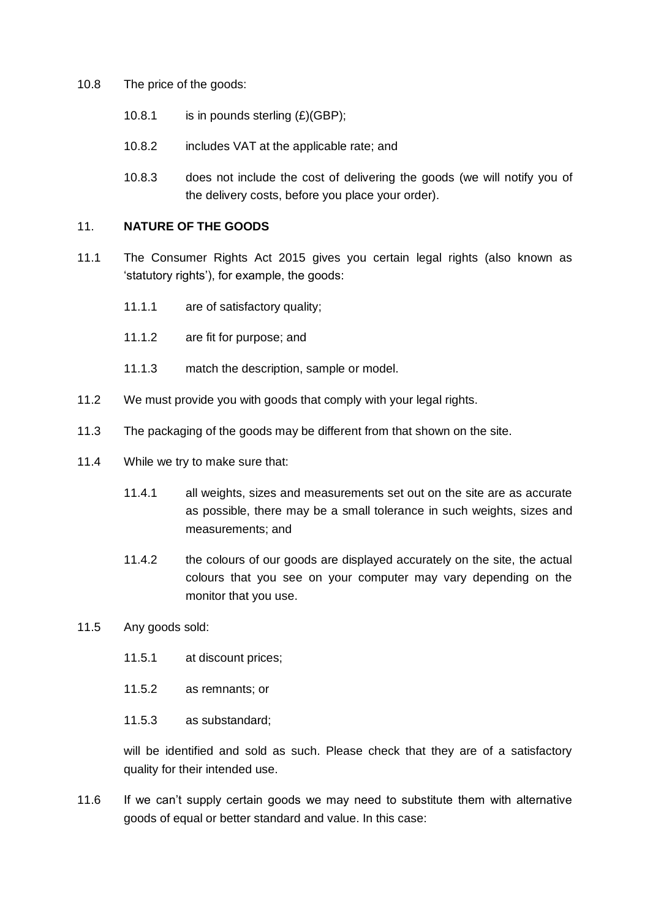10.8 The price of the goods:

10.8.1 is in pounds sterling (£)(GBP);

10.8.2 includes VAT at the applicable rate; and

10.8.3 does not include the cost of delivering the goods (we will notify you of the delivery costs, before you place your order).

## 11. NATURE OF THE GOODS

11.1 The Consumer Rights Act 2015 gives you certain legal rights (also known as 'statutory rights'), for example, the goods:

11.1.1 are of satisfactory quality;

11.1.2 are fit for purpose; and

11.1.3 match the description, sample or model.

11.2 We must provide you with goods that comply with your legal rights.

11.3 The packaging of the goods may be different from that shown on the site.

11.4 While we try to make sure that:

11.4.1 all weights, sizes and measurements set out on the site are as accurate as possible, there may be a small tolerance in such weights, sizes and measurements; and

11.4.2 the colours of our goods are displayed accurately on the site, the actual colours that you see on your computer may vary depending on the monitor that you use.

11.5 Any goods sold:

11.5.1 at discount prices;

11.5.2 as remnants; or

11.5.3 as substandard;

will be identified and sold as such. Please check that they are of a satisfactory quality for their intended use.

11.6 If we can't supply certain goods we may need to substitute them with alternative goods of equal or better standard and value. In this case: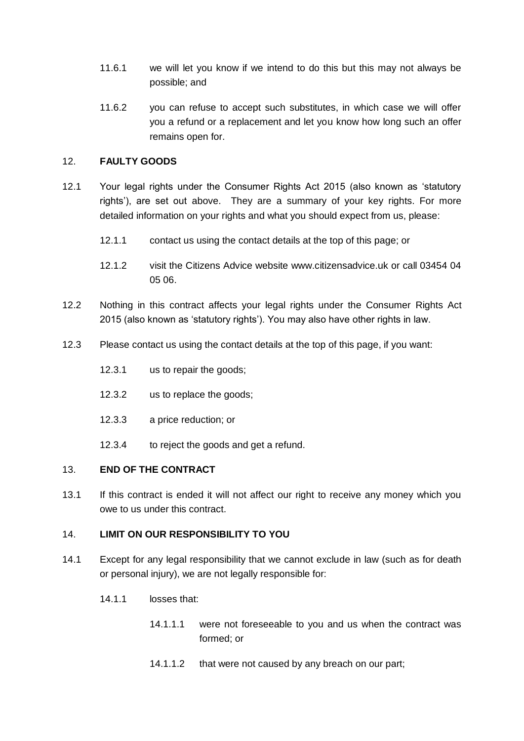11.6.1 we will let you know if we intend to do this but this may not always be possible; and

11.6.2 you can refuse to accept such substitutes, in which case we will offer you a refund or a replacement and let you know how long such an offer remains open for.

## 12. FAULTY GOODS

12.1 Your legal rights under the Consumer Rights Act 2015 (also known as 'statutory rights'), are set out above. They are a summary of your key rights. For more detailed information on your rights and what you should expect from us, please:

12.1.1 contact us using the contact details at the top of this page; or

12.1.2 visit the Citizens Advice website www.citizensadvice.uk or call 03454 04 05 06.

12.2 Nothing in this contract affects your legal rights under the Consumer Rights Act 2015 (also known as 'statutory rights'). You may also have other rights in law.

12.3 Please contact us using the contact details at the top of this page, if you want:

12.3.1 us to repair the goods;

12.3.2 us to replace the goods;

12.3.3 a price reduction; or

12.3.4 to reject the goods and get a refund.

## 13. END OF THE CONTRACT

13.1 If this contract is ended it will not affect our right to receive any money which you owe to us under this contract.

## 14. LIMIT ON OUR RESPONSIBILITY TO YOU

14.1 Except for any legal responsibility that we cannot exclude in law (such as for death or personal injury), we are not legally responsible for:

14.1.1 losses that:

14.1.1.1 were not foreseeable to you and us when the contract was formed; or

14.1.1.2 that were not caused by any breach on our part;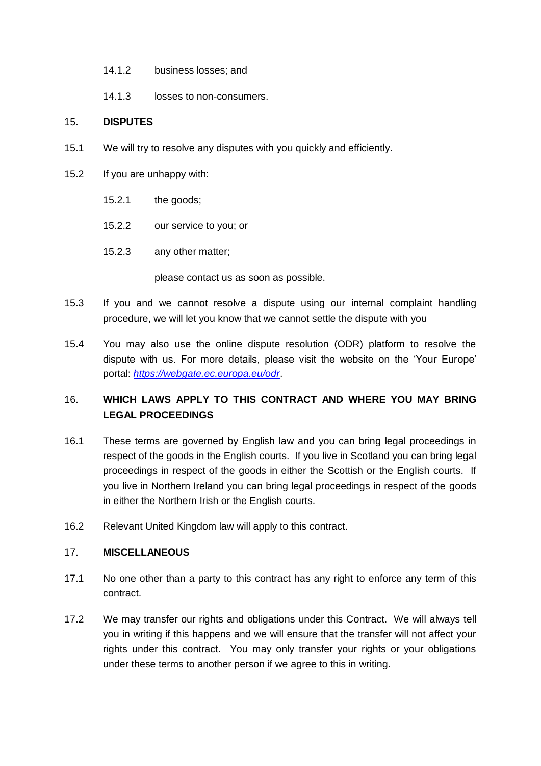14.1.2 business losses; and

14.1.3 losses to non-consumers.

## 15. DISPUTES

15.1 We will try to resolve any disputes with you quickly and efficiently.

15.2 If you are unhappy with:

15.2.1 the goods;

15.2.2 our service to you; or

15.2.3 any other matter;

please contact us as soon as possible.

15.3 If you and we cannot resolve a dispute using our internal complaint handling procedure, we will let you know that we cannot settle the dispute with you

15.4 You may also use the online dispute resolution (ODR) platform to resolve the dispute with us. For more details, please visit the website on the 'Your Europe' portal: *https://webgate.ec.europa.eu/odr*.

## 16. WHICH LAWS APPLY TO THIS CONTRACT AND WHERE YOU MAY BRING LEGAL PROCEEDINGS

16.1 These terms are governed by English law and you can bring legal proceedings in respect of the goods in the English courts. If you live in Scotland you can bring legal proceedings in respect of the goods in either the Scottish or the English courts. If you live in Northern Ireland you can bring legal proceedings in respect of the goods in either the Northern Irish or the English courts.

16.2 Relevant United Kingdom law will apply to this contract.

## 17. MISCELLANEOUS

17.1 No one other than a party to this contract has any right to enforce any term of this contract.

17.2 We may transfer our rights and obligations under this Contract. We will always tell you in writing if this happens and we will ensure that the transfer will not affect your rights under this contract. You may only transfer your rights or your obligations under these terms to another person if we agree to this in writing.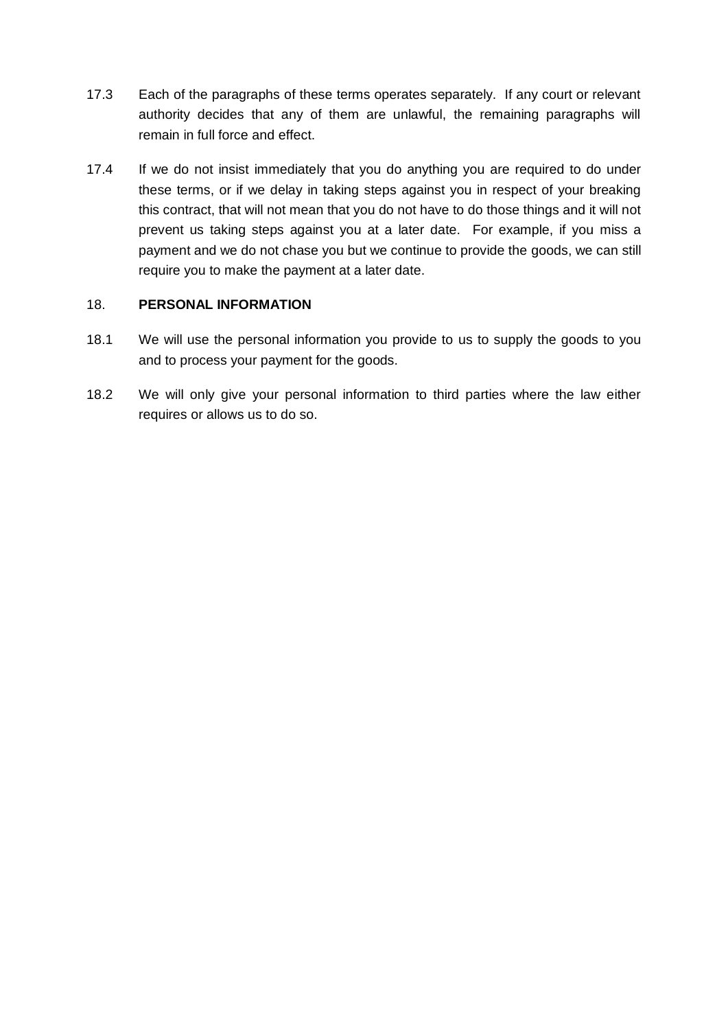17.3 Each of the paragraphs of these terms operates separately. If any court or relevant authority decides that any of them are unlawful, the remaining paragraphs will remain in full force and effect.

17.4 If we do not insist immediately that you do anything you are required to do under these terms, or if we delay in taking steps against you in respect of your breaking this contract, that will not mean that you do not have to do those things and it will not prevent us taking steps against you at a later date. For example, if you miss a payment and we do not chase you but we continue to provide the goods, we can still require you to make the payment at a later date.

## 18. PERSONAL INFORMATION

18.1 We will use the personal information you provide to us to supply the goods to you and to process your payment for the goods.

18.2 We will only give your personal information to third parties where the law either requires or allows us to do so.